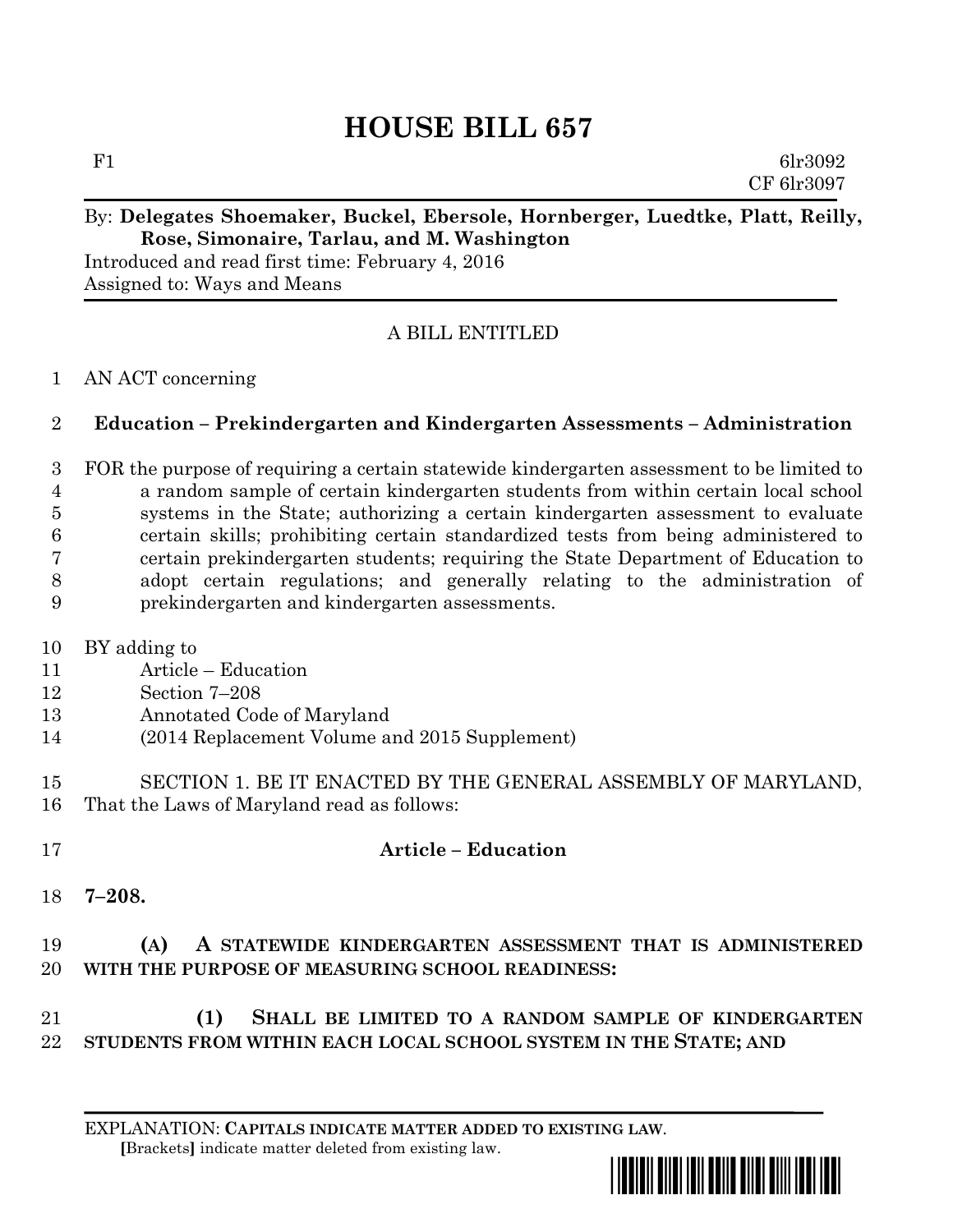# HOUSE BILL 657

F1 6lr3092
CF 6lr3097

By: **Delegates Shoemaker, Buckel, Ebersole, Hornberger, Luedtke, Platt, Reilly, Rose, Simonaire, Tarlau, and M. Washington**

Introduced and read first time: February 4, 2016
Assigned to: Ways and Means

A BILL ENTITLED

1 AN ACT concerning

2 **Education – Prekindergarten and Kindergarten Assessments – Administration**

3 FOR the purpose of requiring a certain statewide kindergarten assessment to be limited to
4 a random sample of certain kindergarten students from within certain local school
5 systems in the State; authorizing a certain kindergarten assessment to evaluate
6 certain skills; prohibiting certain standardized tests from being administered to
7 certain prekindergarten students; requiring the State Department of Education to
8 adopt certain regulations; and generally relating to the administration of
9 prekindergarten and kindergarten assessments.

10 BY adding to
11 Article – Education
12 Section 7–208
13 Annotated Code of Maryland
14 (2014 Replacement Volume and 2015 Supplement)

15 SECTION 1. BE IT ENACTED BY THE GENERAL ASSEMBLY OF MARYLAND,
16 That the Laws of Maryland read as follows:

17 **Article – Education**

18 **7–208.**

19 **(A) A STATEWIDE KINDERGARTEN ASSESSMENT THAT IS ADMINISTERED**
20 **WITH THE PURPOSE OF MEASURING SCHOOL READINESS:**

21 **(1) SHALL BE LIMITED TO A RANDOM SAMPLE OF KINDERGARTEN**
22 **STUDENTS FROM WITHIN EACH LOCAL SCHOOL SYSTEM IN THE STATE; AND**

EXPLANATION: **CAPITALS INDICATE MATTER ADDED TO EXISTING LAW.**
[Brackets] indicate matter deleted from existing law.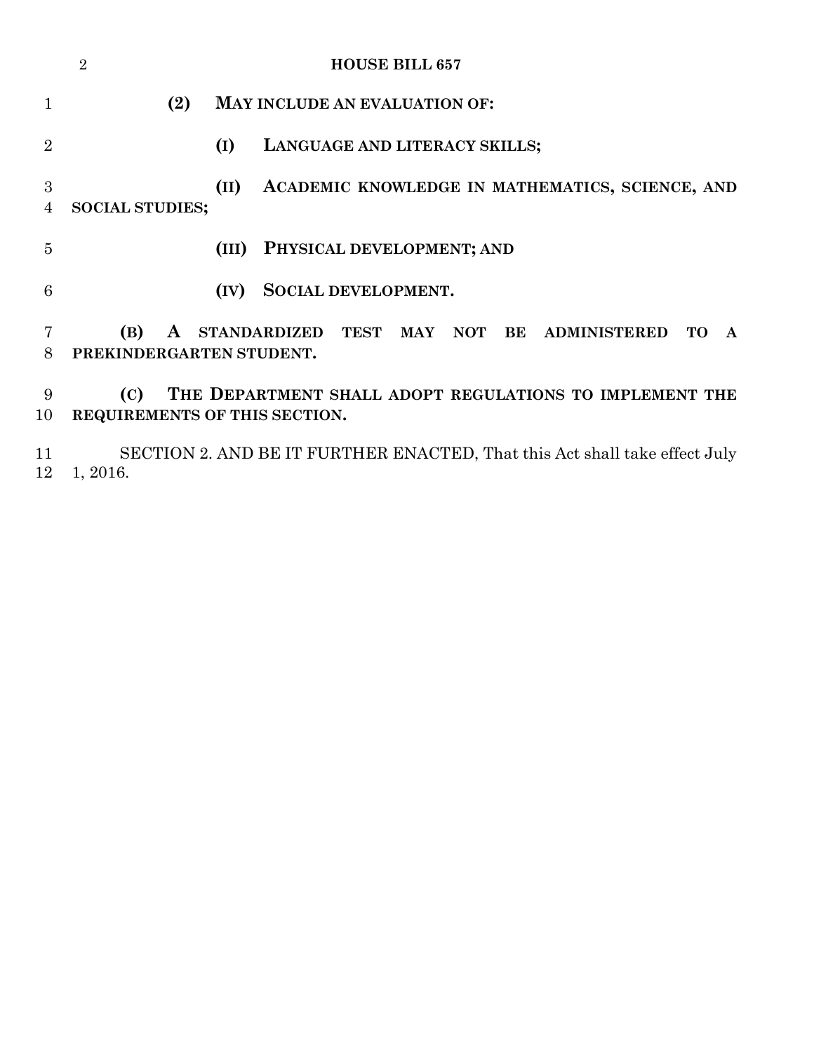**(2) MAY INCLUDE AN EVALUATION OF:**

**(I) LANGUAGE AND LITERACY SKILLS;**

**(II) ACADEMIC KNOWLEDGE IN MATHEMATICS, SCIENCE, AND SOCIAL STUDIES;**

**(III) PHYSICAL DEVELOPMENT; AND**

**(IV) SOCIAL DEVELOPMENT.**

**(B) A STANDARDIZED TEST MAY NOT BE ADMINISTERED TO A PREKINDERGARTEN STUDENT.**

**(C) THE DEPARTMENT SHALL ADOPT REGULATIONS TO IMPLEMENT THE REQUIREMENTS OF THIS SECTION.**

SECTION 2. AND BE IT FURTHER ENACTED, That this Act shall take effect July 1, 2016.